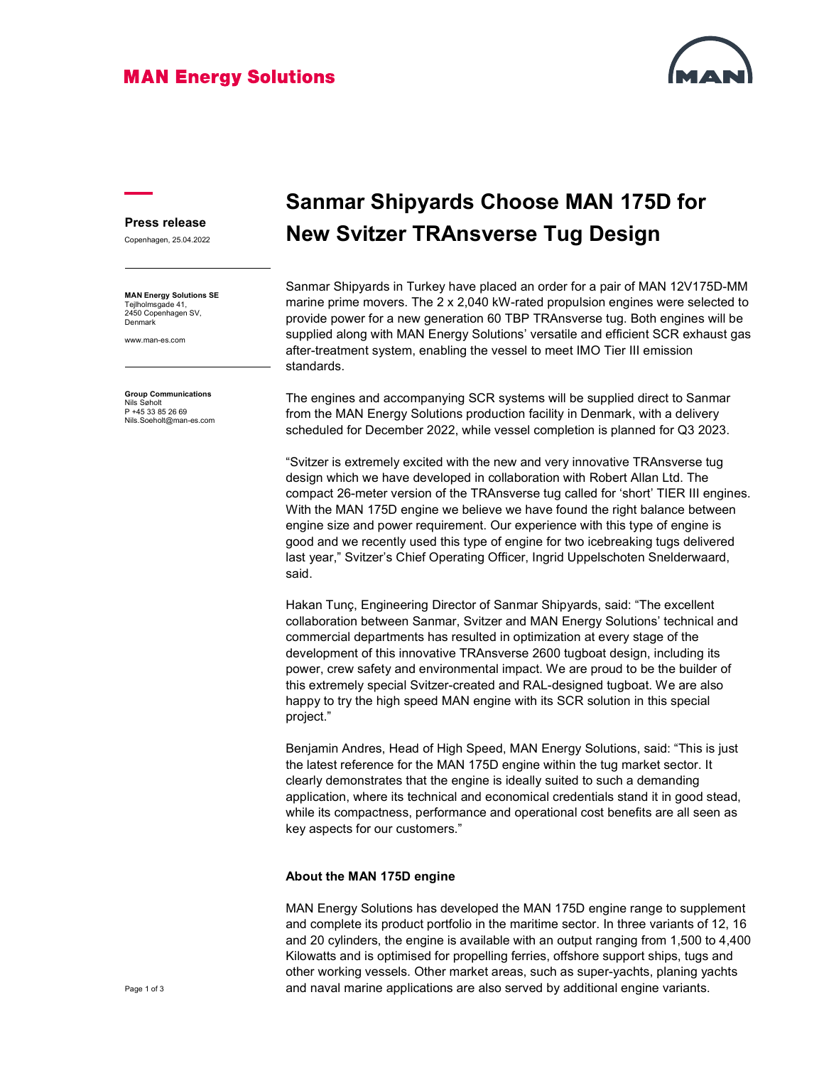MAN Energy Solutions

**Press release**

Copenhagen, 25.04.2022

**MAN Energy Solutions SE**
Tejlholmsgade 41,
2450 Copenhagen SV,
Denmark

www.man-es.com

**Group Communications**
Nils Søholt
P +45 33 85 26 69
Nils.Soeholt@man-es.com

# Sanmar Shipyards Choose MAN 175D for New Svitzer TRAnsverse Tug Design

Sanmar Shipyards in Turkey have placed an order for a pair of MAN 12V175D-MM marine prime movers. The 2 x 2,040 kW-rated propulsion engines were selected to provide power for a new generation 60 TBP TRAnsverse tug. Both engines will be supplied along with MAN Energy Solutions' versatile and efficient SCR exhaust gas after-treatment system, enabling the vessel to meet IMO Tier III emission standards.

The engines and accompanying SCR systems will be supplied direct to Sanmar from the MAN Energy Solutions production facility in Denmark, with a delivery scheduled for December 2022, while vessel completion is planned for Q3 2023.

"Svitzer is extremely excited with the new and very innovative TRAnsverse tug design which we have developed in collaboration with Robert Allan Ltd. The compact 26-meter version of the TRAnsverse tug called for 'short' TIER III engines. With the MAN 175D engine we believe we have found the right balance between engine size and power requirement. Our experience with this type of engine is good and we recently used this type of engine for two icebreaking tugs delivered last year," Svitzer's Chief Operating Officer, Ingrid Uppelschoten Snelderwaard, said.

Hakan Tunç, Engineering Director of Sanmar Shipyards, said: "The excellent collaboration between Sanmar, Svitzer and MAN Energy Solutions' technical and commercial departments has resulted in optimization at every stage of the development of this innovative TRAnsverse 2600 tugboat design, including its power, crew safety and environmental impact. We are proud to be the builder of this extremely special Svitzer-created and RAL-designed tugboat. We are also happy to try the high speed MAN engine with its SCR solution in this special project."

Benjamin Andres, Head of High Speed, MAN Energy Solutions, said: "This is just the latest reference for the MAN 175D engine within the tug market sector. It clearly demonstrates that the engine is ideally suited to such a demanding application, where its technical and economical credentials stand it in good stead, while its compactness, performance and operational cost benefits are all seen as key aspects for our customers."

**About the MAN 175D engine**

MAN Energy Solutions has developed the MAN 175D engine range to supplement and complete its product portfolio in the maritime sector. In three variants of 12, 16 and 20 cylinders, the engine is available with an output ranging from 1,500 to 4,400 Kilowatts and is optimised for propelling ferries, offshore support ships, tugs and other working vessels. Other market areas, such as super-yachts, planing yachts and naval marine applications are also served by additional engine variants.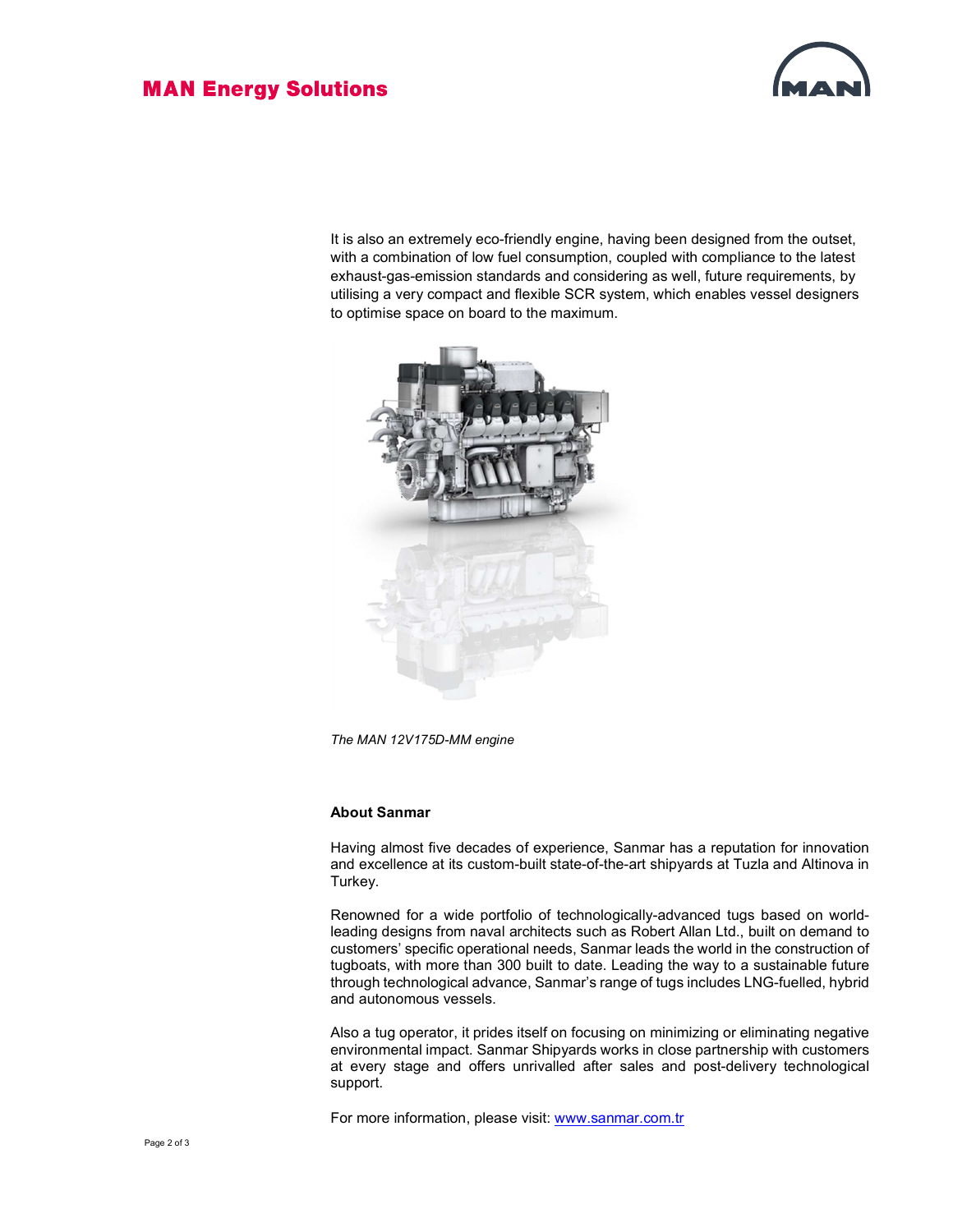It is also an extremely eco-friendly engine, having been designed from the outset, with a combination of low fuel consumption, coupled with compliance to the latest exhaust-gas-emission standards and considering as well, future requirements, by utilising a very compact and flexible SCR system, which enables vessel designers to optimise space on board to the maximum.

*The MAN 12V175D-MM engine*

**About Sanmar**

Having almost five decades of experience, Sanmar has a reputation for innovation and excellence at its custom-built state-of-the-art shipyards at Tuzla and Altinova in Turkey.

Renowned for a wide portfolio of technologically-advanced tugs based on world-leading designs from naval architects such as Robert Allan Ltd., built on demand to customers' specific operational needs, Sanmar leads the world in the construction of tugboats, with more than 300 built to date. Leading the way to a sustainable future through technological advance, Sanmar's range of tugs includes LNG-fuelled, hybrid and autonomous vessels.

Also a tug operator, it prides itself on focusing on minimizing or eliminating negative environmental impact. Sanmar Shipyards works in close partnership with customers at every stage and offers unrivalled after sales and post-delivery technological support.

For more information, please visit: [www.sanmar.com.tr](http://www.sanmar.com.tr)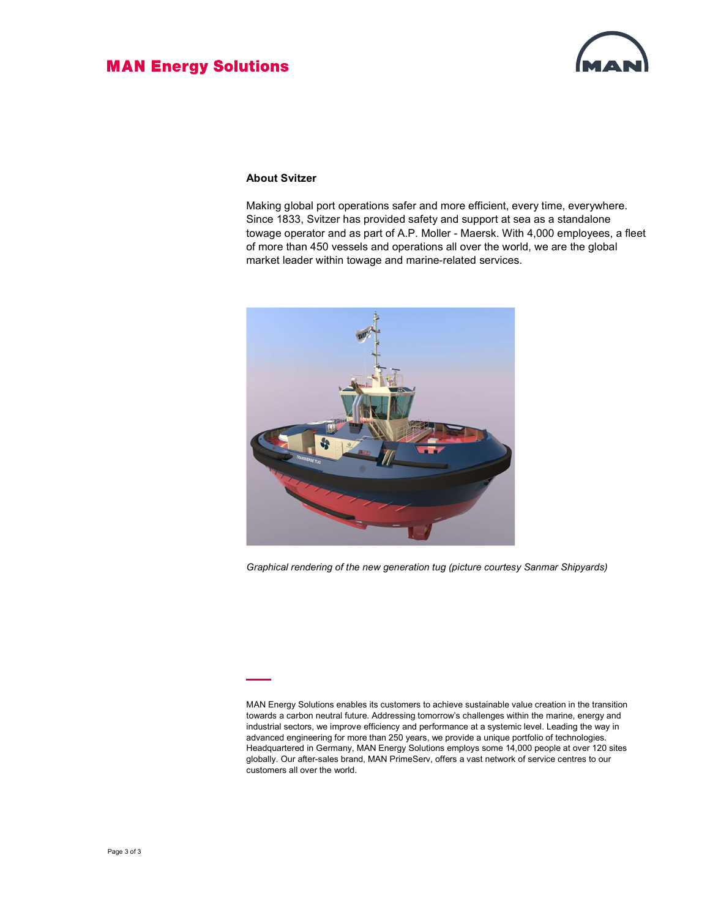## About Svitzer

Making global port operations safer and more efficient, every time, everywhere. Since 1833, Svitzer has provided safety and support at sea as a standalone towage operator and as part of A.P. Moller - Maersk. With 4,000 employees, a fleet of more than 450 vessels and operations all over the world, we are the global market leader within towage and marine-related services.

*Graphical rendering of the new generation tug (picture courtesy Sanmar Shipyards)*

MAN Energy Solutions enables its customers to achieve sustainable value creation in the transition towards a carbon neutral future. Addressing tomorrow's challenges within the marine, energy and industrial sectors, we improve efficiency and performance at a systemic level. Leading the way in advanced engineering for more than 250 years, we provide a unique portfolio of technologies. Headquartered in Germany, MAN Energy Solutions employs some 14,000 people at over 120 sites globally. Our after-sales brand, MAN PrimeServ, offers a vast network of service centres to our customers all over the world.